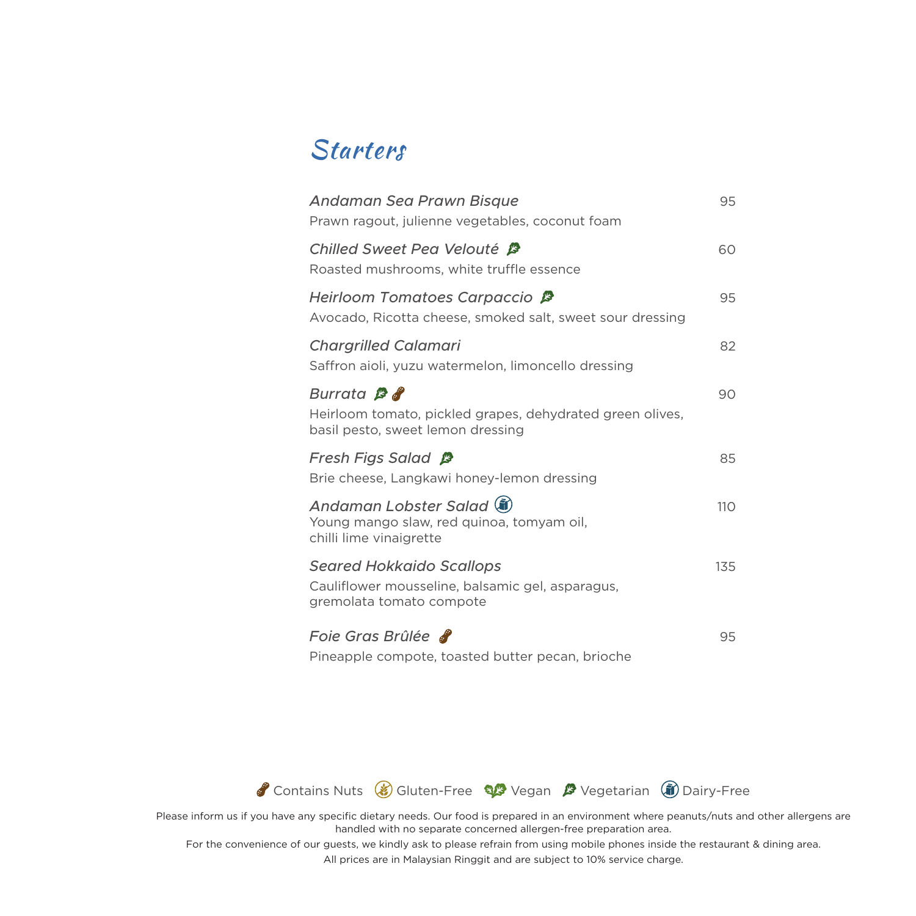# *Starters*

*Andaman Sea Prawn Bisque* — 95
Prawn ragout, julienne vegetables, coconut foam

*Chilled Sweet Pea Velouté* (Vegetarian) — 60
Roasted mushrooms, white truffle essence

*Heirloom Tomatoes Carpaccio* (Vegetarian) — 95
Avocado, Ricotta cheese, smoked salt, sweet sour dressing

*Chargrilled Calamari* — 82
Saffron aioli, yuzu watermelon, limoncello dressing

*Burrata* (Vegetarian, Contains Nuts) — 90
Heirloom tomato, pickled grapes, dehydrated green olives, basil pesto, sweet lemon dressing

*Fresh Figs Salad* (Vegetarian) — 85
Brie cheese, Langkawi honey-lemon dressing

*Andaman Lobster Salad* (Dairy-Free) — 110
Young mango slaw, red quinoa, tomyam oil, chilli lime vinaigrette

*Seared Hokkaido Scallops* — 135
Cauliflower mousseline, balsamic gel, asparagus, gremolata tomato compote

*Foie Gras Brûlée* (Contains Nuts) — 95
Pineapple compote, toasted butter pecan, brioche

Contains Nuts | Gluten-Free | Vegan | Vegetarian | Dairy-Free

Please inform us if you have any specific dietary needs. Our food is prepared in an environment where peanuts/nuts and other allergens are handled with no separate concerned allergen-free preparation area.

For the convenience of our guests, we kindly ask to please refrain from using mobile phones inside the restaurant & dining area.

All prices are in Malaysian Ringgit and are subject to 10% service charge.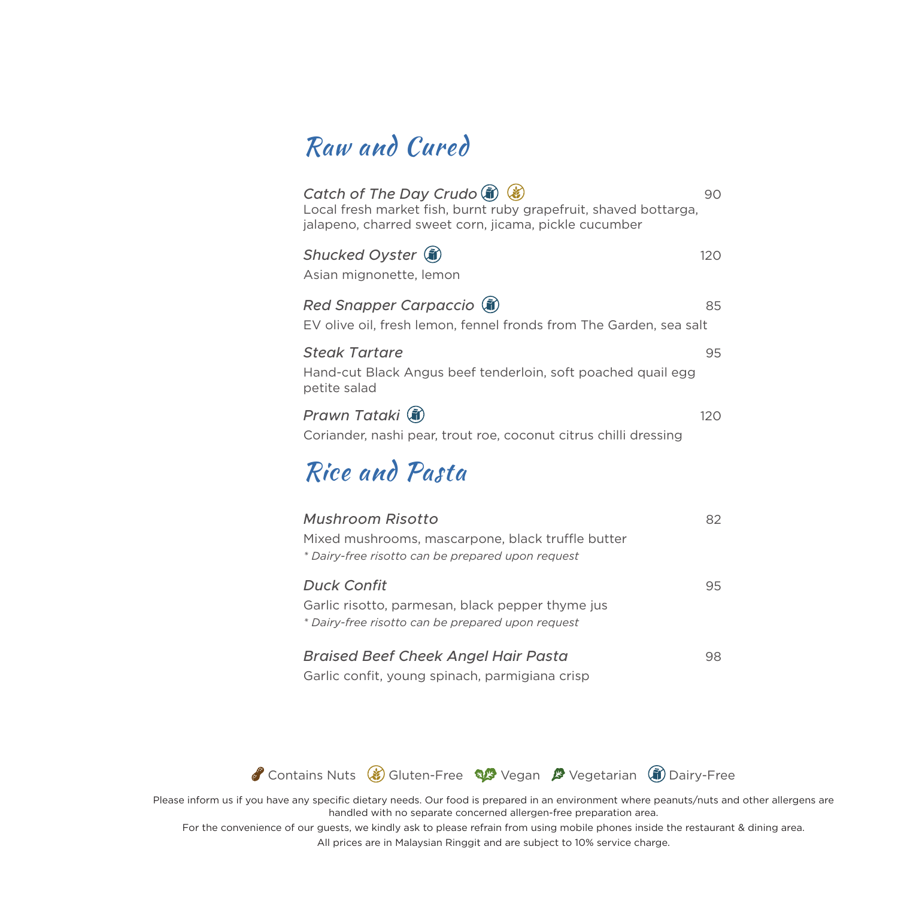## Raw and Cured

*Catch of The Day Crudo* (Dairy-Free) (Gluten-Free) — 90
Local fresh market fish, burnt ruby grapefruit, shaved bottarga, jalapeno, charred sweet corn, jicama, pickle cucumber

*Shucked Oyster* (Dairy-Free) — 120
Asian mignonette, lemon

*Red Snapper Carpaccio* (Dairy-Free) — 85
EV olive oil, fresh lemon, fennel fronds from The Garden, sea salt

*Steak Tartare* — 95
Hand-cut Black Angus beef tenderloin, soft poached quail egg petite salad

*Prawn Tataki* (Dairy-Free) — 120
Coriander, nashi pear, trout roe, coconut citrus chilli dressing

## Rice and Pasta

*Mushroom Risotto* — 82
Mixed mushrooms, mascarpone, black truffle butter
*\* Dairy-free risotto can be prepared upon request*

*Duck Confit* — 95
Garlic risotto, parmesan, black pepper thyme jus
*\* Dairy-free risotto can be prepared upon request*

*Braised Beef Cheek Angel Hair Pasta* — 98
Garlic confit, young spinach, parmigiana crisp

Contains Nuts | Gluten-Free | Vegan | Vegetarian | Dairy-Free

Please inform us if you have any specific dietary needs. Our food is prepared in an environment where peanuts/nuts and other allergens are handled with no separate concerned allergen-free preparation area.

For the convenience of our guests, we kindly ask to please refrain from using mobile phones inside the restaurant & dining area.

All prices are in Malaysian Ringgit and are subject to 10% service charge.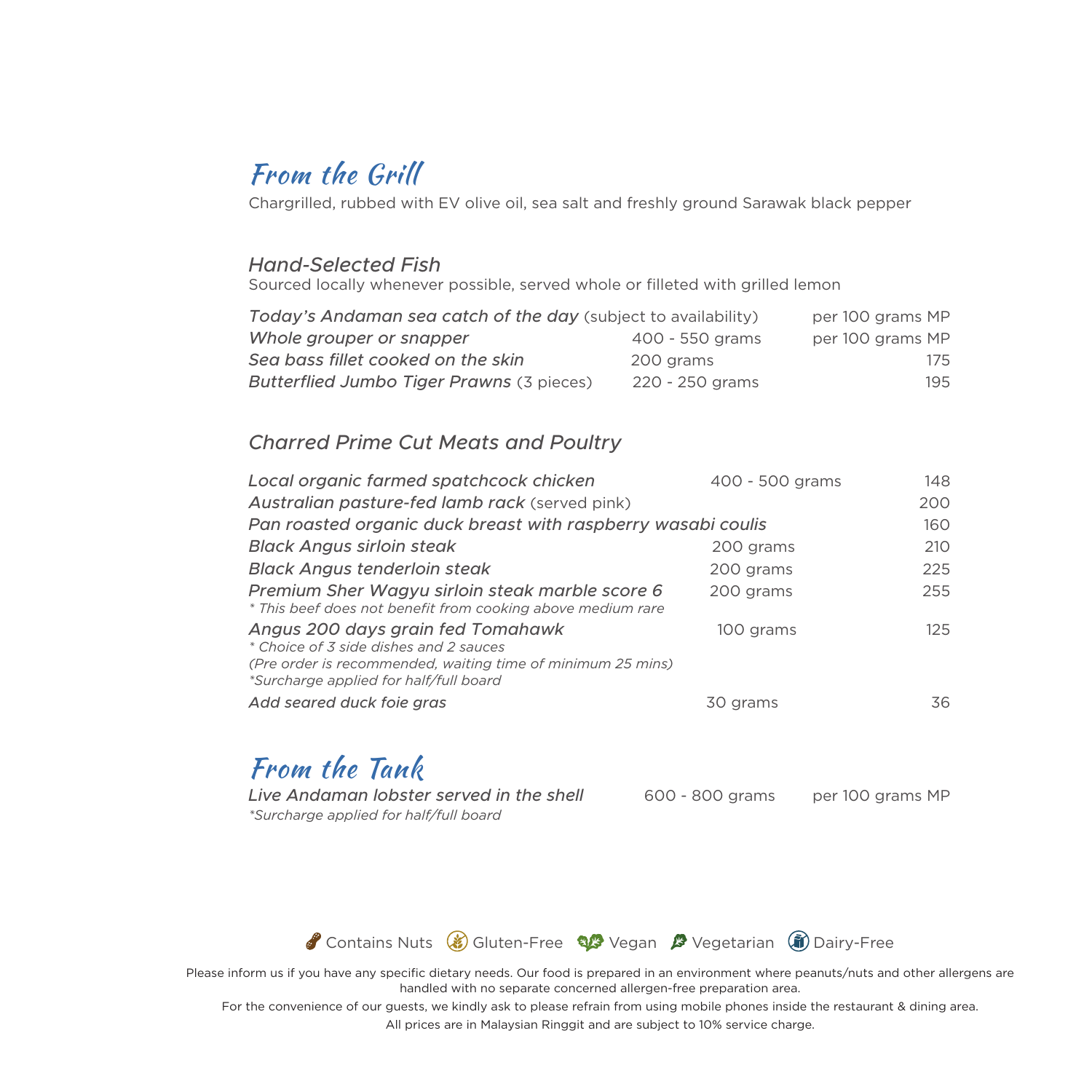# From the Grill

Chargrilled, rubbed with EV olive oil, sea salt and freshly ground Sarawak black pepper

## *Hand-Selected Fish*

Sourced locally whenever possible, served whole or filleted with grilled lemon

| | | |
|---|---|---|
| *Today's Andaman sea catch of the day* (subject to availability) | | per 100 grams MP |
| *Whole grouper or snapper* | 400 - 550 grams | per 100 grams MP |
| *Sea bass fillet cooked on the skin* | 200 grams | 175 |
| *Butterflied Jumbo Tiger Prawns* (3 pieces) | 220 - 250 grams | 195 |

## *Charred Prime Cut Meats and Poultry*

| | | |
|---|---|---|
| *Local organic farmed spatchcock chicken* | 400 - 500 grams | 148 |
| *Australian pasture-fed lamb rack* (served pink) | | 200 |
| *Pan roasted organic duck breast with raspberry wasabi coulis* | | 160 |
| *Black Angus sirloin steak* | 200 grams | 210 |
| *Black Angus tenderloin steak* | 200 grams | 225 |
| *Premium Sher Wagyu sirloin steak marble score 6*<br>*\* This beef does not benefit from cooking above medium rare* | 200 grams | 255 |
| *Angus 200 days grain fed Tomahawk*<br>*\* Choice of 3 side dishes and 2 sauces*<br>*(Pre order is recommended, waiting time of minimum 25 mins)*<br>*\*Surcharge applied for half/full board* | 100 grams | 125 |
| *Add seared duck foie gras* | 30 grams | 36 |

# From the Tank

| | | |
|---|---|---|
| *Live Andaman lobster served in the shell*<br>*\*Surcharge applied for half/full board* | 600 - 800 grams | per 100 grams MP |

Contains Nuts | Gluten-Free | Vegan | Vegetarian | Dairy-Free

Please inform us if you have any specific dietary needs. Our food is prepared in an environment where peanuts/nuts and other allergens are handled with no separate concerned allergen-free preparation area.

For the convenience of our guests, we kindly ask to please refrain from using mobile phones inside the restaurant & dining area.

All prices are in Malaysian Ringgit and are subject to 10% service charge.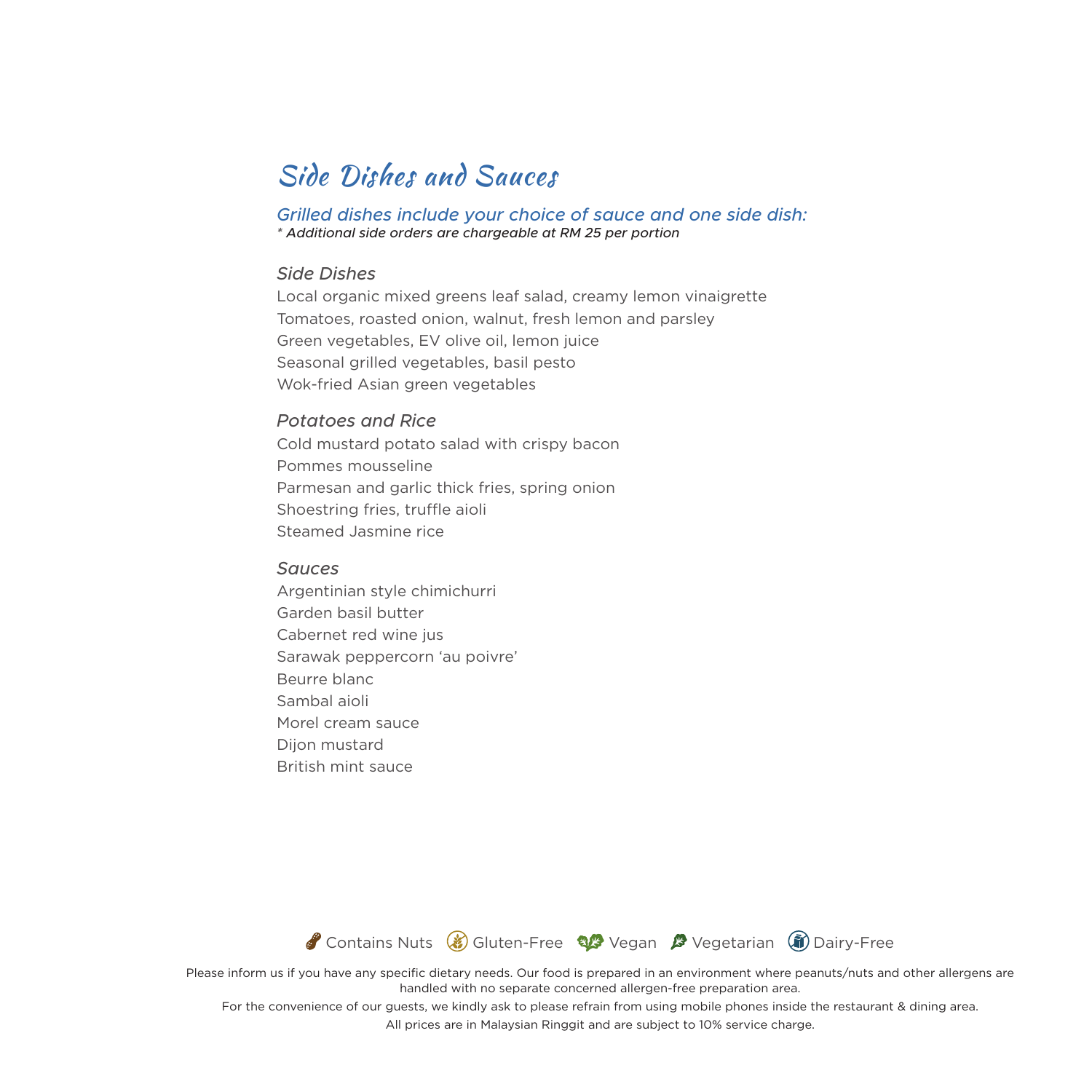# Side Dishes and Sauces

*Grilled dishes include your choice of sauce and one side dish:*
** Additional side orders are chargeable at RM 25 per portion*

### *Side Dishes*

Local organic mixed greens leaf salad, creamy lemon vinaigrette
Tomatoes, roasted onion, walnut, fresh lemon and parsley
Green vegetables, EV olive oil, lemon juice
Seasonal grilled vegetables, basil pesto
Wok-fried Asian green vegetables

### *Potatoes and Rice*

Cold mustard potato salad with crispy bacon
Pommes mousseline
Parmesan and garlic thick fries, spring onion
Shoestring fries, truffle aioli
Steamed Jasmine rice

### *Sauces*

Argentinian style chimichurri
Garden basil butter
Cabernet red wine jus
Sarawak peppercorn 'au poivre'
Beurre blanc
Sambal aioli
Morel cream sauce
Dijon mustard
British mint sauce

Contains Nuts Gluten-Free Vegan Vegetarian Dairy-Free

Please inform us if you have any specific dietary needs. Our food is prepared in an environment where peanuts/nuts and other allergens are handled with no separate concerned allergen-free preparation area.

For the convenience of our guests, we kindly ask to please refrain from using mobile phones inside the restaurant & dining area.

All prices are in Malaysian Ringgit and are subject to 10% service charge.